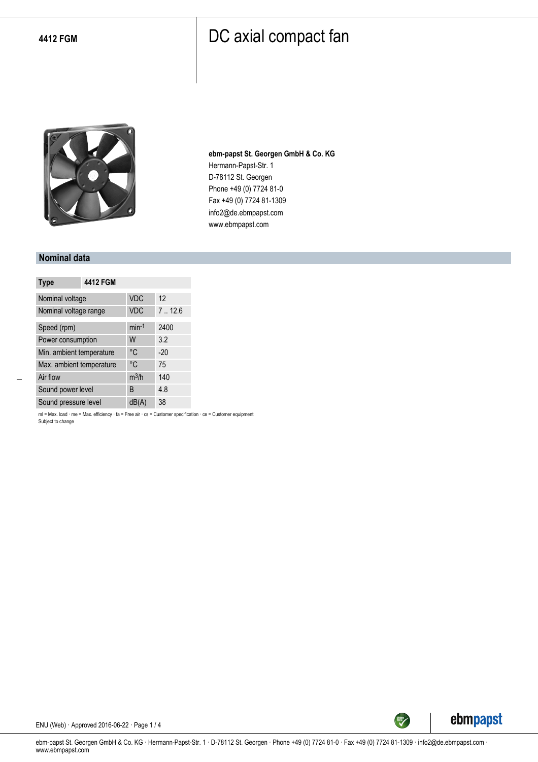**4412 FGM**

# DC axial compact fan

**ebm-papst St. Georgen GmbH & Co. KG**
Hermann-Papst-Str. 1
D-78112 St. Georgen
Phone +49 (0) 7724 81-0
Fax +49 (0) 7724 81-1309
info2@de.ebmpapst.com
www.ebmpapst.com

## Nominal data

| Type | | 4412 FGM |
|---|---|---|
| Nominal voltage | VDC | 12 |
| Nominal voltage range | VDC | 7 .. 12.6 |
| Speed (rpm) | $min^{-1}$ | 2400 |
| Power consumption | W | 3.2 |
| Min. ambient temperature | °C | -20 |
| Max. ambient temperature | °C | 75 |
| Air flow | $m^3/h$ | 140 |
| Sound power level | B | 4.8 |
| Sound pressure level | dB(A) | 38 |

ml = Max. load · me = Max. efficiency · fa = Free air · cs = Customer specification · ce = Customer equipment
Subject to change

ENU (Web) · Approved 2016-06-22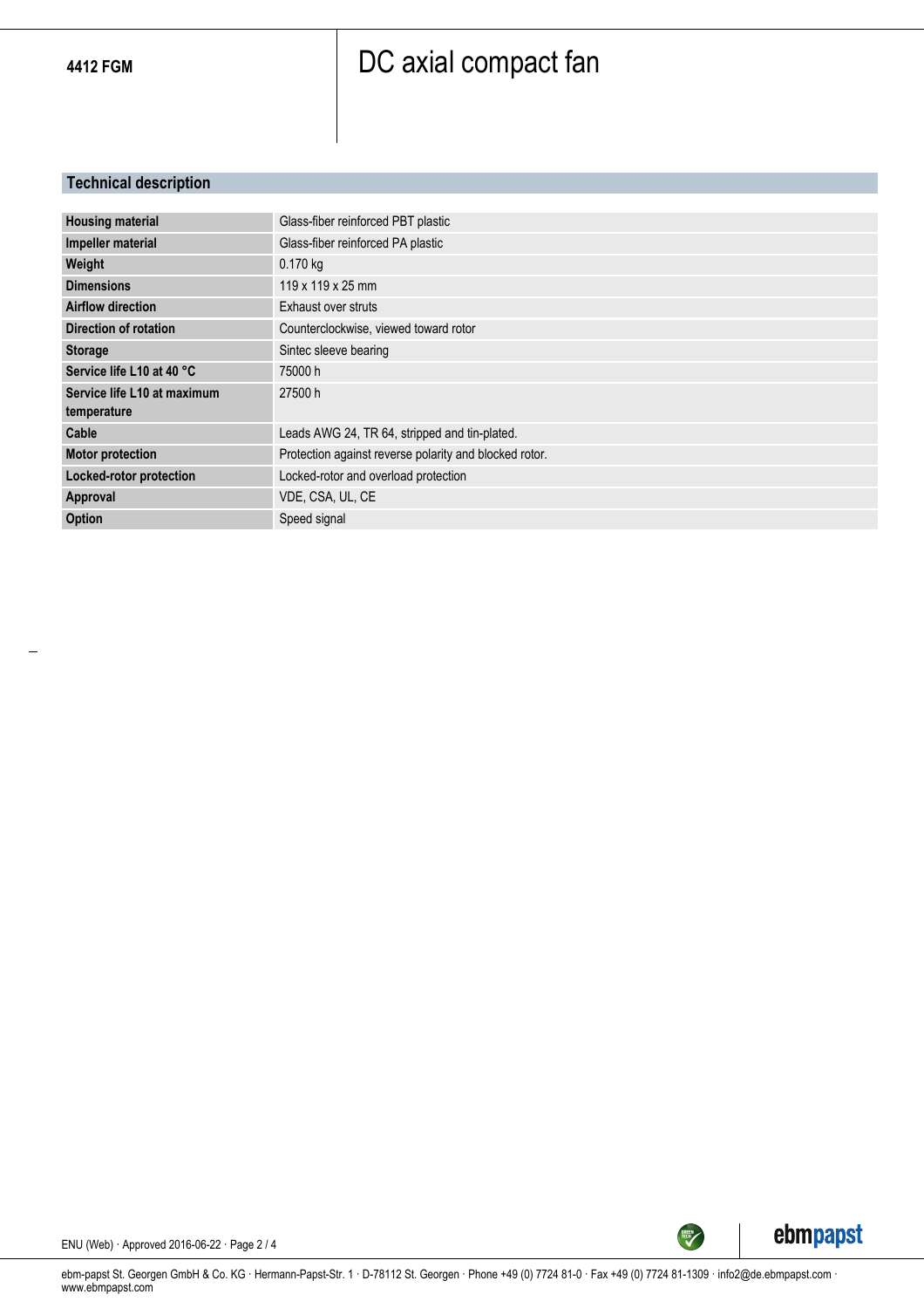**4412 FGM**

# DC axial compact fan

## Technical description

| | |
|---|---|
| **Housing material** | Glass-fiber reinforced PBT plastic |
| **Impeller material** | Glass-fiber reinforced PA plastic |
| **Weight** | 0.170 kg |
| **Dimensions** | 119 x 119 x 25 mm |
| **Airflow direction** | Exhaust over struts |
| **Direction of rotation** | Counterclockwise, viewed toward rotor |
| **Storage** | Sintec sleeve bearing |
| **Service life L10 at 40 °C** | 75000 h |
| **Service life L10 at maximum temperature** | 27500 h |
| **Cable** | Leads AWG 24, TR 64, stripped and tin-plated. |
| **Motor protection** | Protection against reverse polarity and blocked rotor. |
| **Locked-rotor protection** | Locked-rotor and overload protection |
| **Approval** | VDE, CSA, UL, CE |
| **Option** | Speed signal |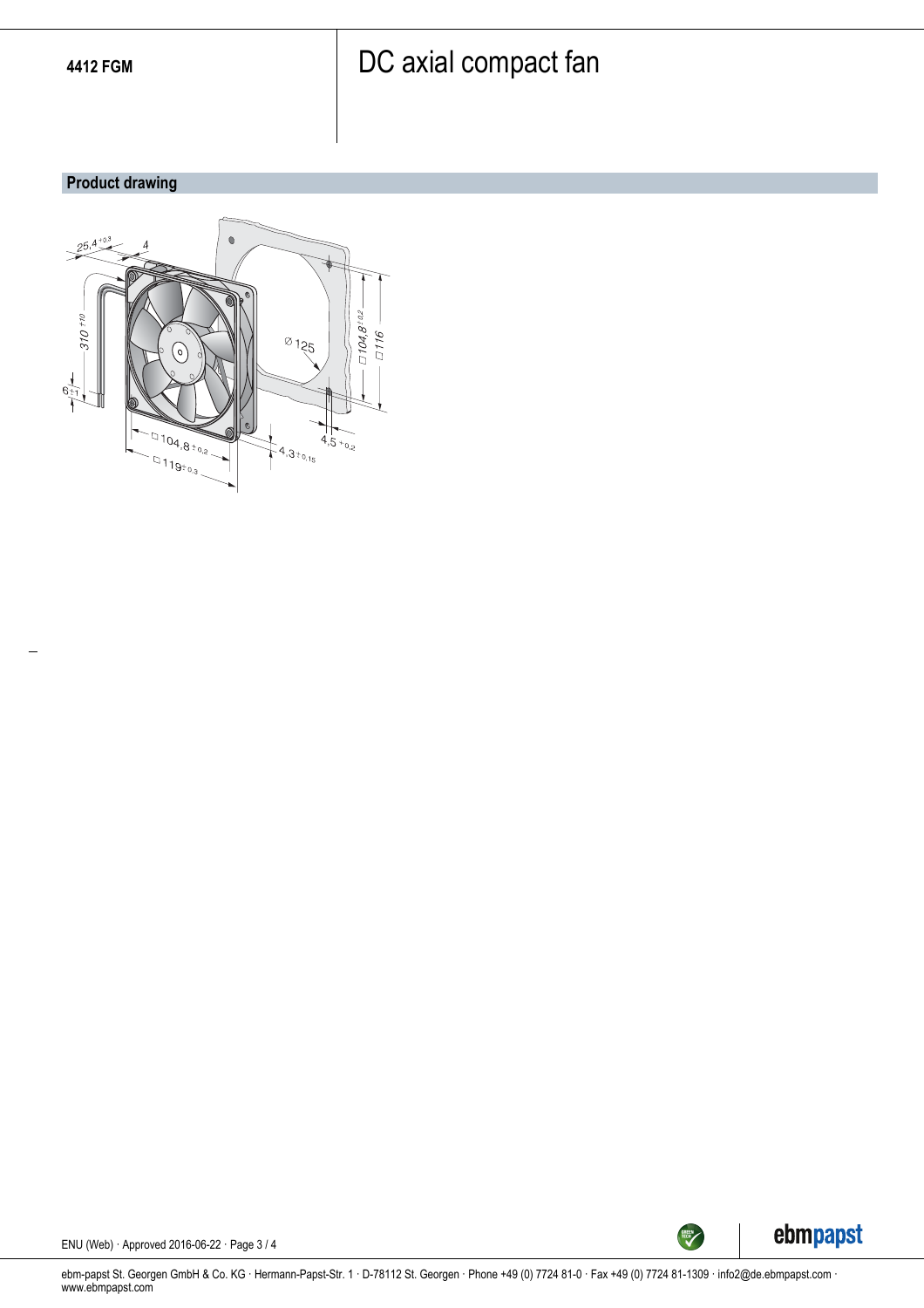4412 FGM

# DC axial compact fan

## Product drawing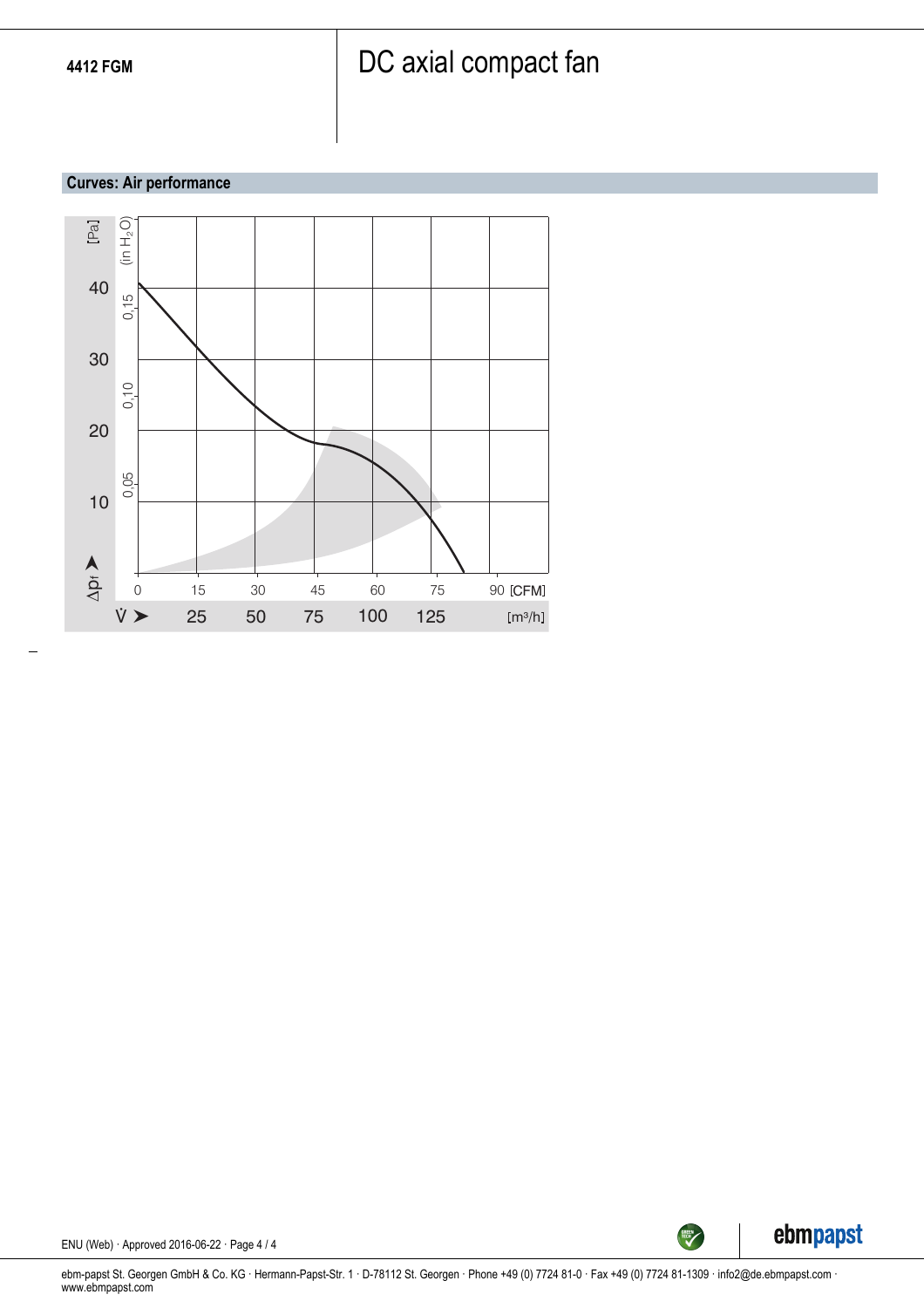# DC axial compact fan

4412 FGM

## Curves: Air performance

[Pa]
(in $H_2O$)
40
0,15
30
0,10
20
0,05
10
$\Delta p_f$
0
15
30
45
60
75
90 [CFM]
$\dot{V}$
25
50
75
100
125
[m³/h]